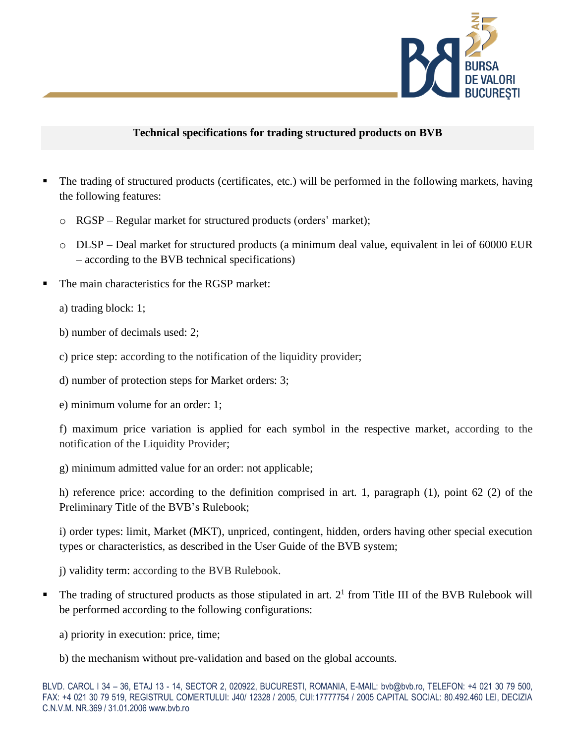**Technical specifications for trading structured products on BVB**

- The trading of structured products (certificates, etc.) will be performed in the following markets, having the following features:
  - RGSP – Regular market for structured products (orders' market);
  - DLSP – Deal market for structured products (a minimum deal value, equivalent in lei of 60000 EUR – according to the BVB technical specifications)
- The main characteristics for the RGSP market:

  a) trading block: 1;

  b) number of decimals used: 2;

  c) price step: according to the notification of the liquidity provider;

  d) number of protection steps for Market orders: 3;

  e) minimum volume for an order: 1;

  f) maximum price variation is applied for each symbol in the respective market, according to the notification of the Liquidity Provider;

  g) minimum admitted value for an order: not applicable;

  h) reference price: according to the definition comprised in art. 1, paragraph (1), point 62 (2) of the Preliminary Title of the BVB's Rulebook;

  i) order types: limit, Market (MKT), unpriced, contingent, hidden, orders having other special execution types or characteristics, as described in the User Guide of the BVB system;

  j) validity term: according to the BVB Rulebook.
- The trading of structured products as those stipulated in art. $2^1$ from Title III of the BVB Rulebook will be performed according to the following configurations:

  a) priority in execution: price, time;

  b) the mechanism without pre-validation and based on the global accounts.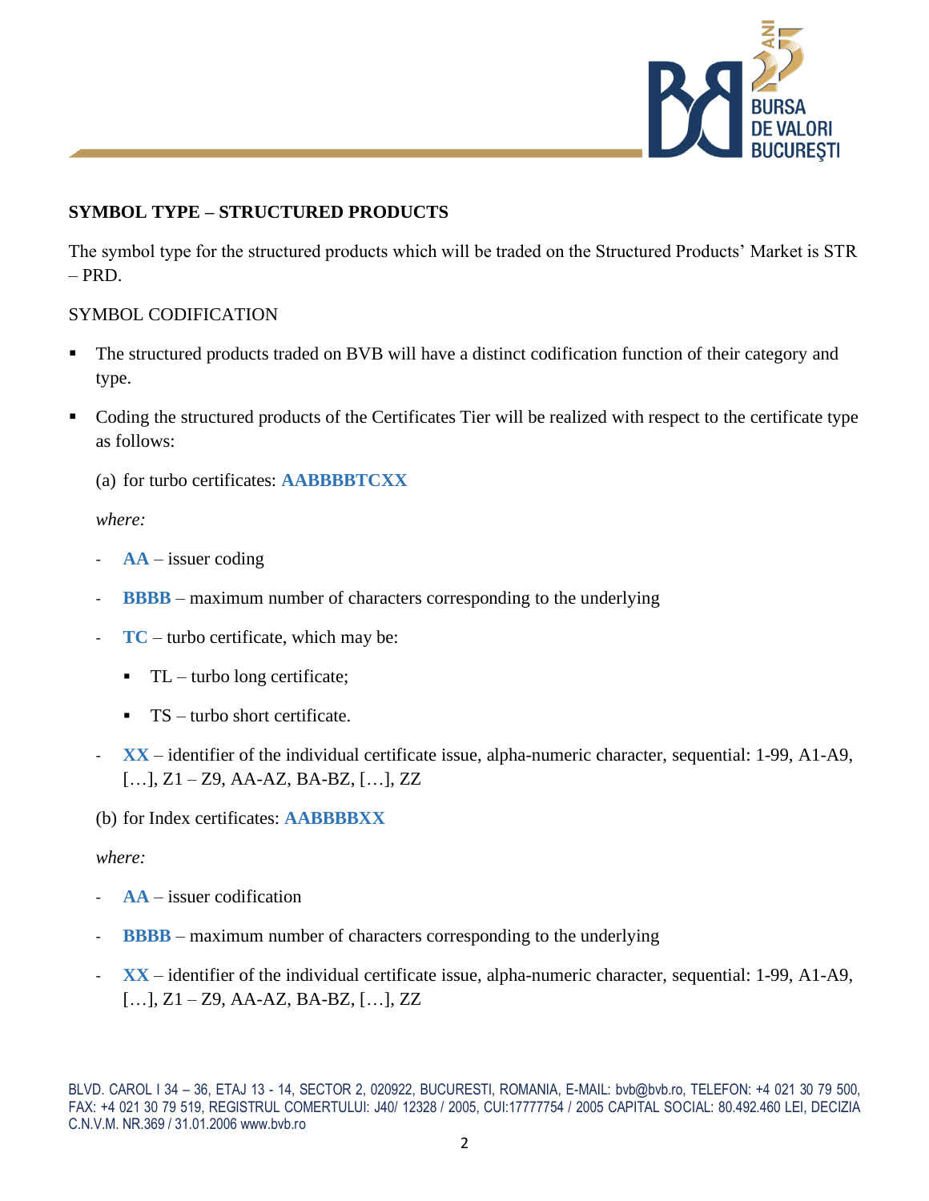## SYMBOL TYPE – STRUCTURED PRODUCTS

The symbol type for the structured products which will be traded on the Structured Products' Market is STR – PRD.

SYMBOL CODIFICATION

- The structured products traded on BVB will have a distinct codification function of their category and type.
- Coding the structured products of the Certificates Tier will be realized with respect to the certificate type as follows:

  (a) for turbo certificates: **AABBBBTCXX**

  *where:*

  - **AA** – issuer coding
  - **BBBB** – maximum number of characters corresponding to the underlying
  - **TC** – turbo certificate, which may be:
    - TL – turbo long certificate;
    - TS – turbo short certificate.
  - **XX** – identifier of the individual certificate issue, alpha-numeric character, sequential: 1-99, A1-A9, […], Z1 – Z9, AA-AZ, BA-BZ, […], ZZ

  (b) for Index certificates: **AABBBBXX**

  *where:*

  - **AA** – issuer codification
  - **BBBB** – maximum number of characters corresponding to the underlying
  - **XX** – identifier of the individual certificate issue, alpha-numeric character, sequential: 1-99, A1-A9, […], Z1 – Z9, AA-AZ, BA-BZ, […], ZZ